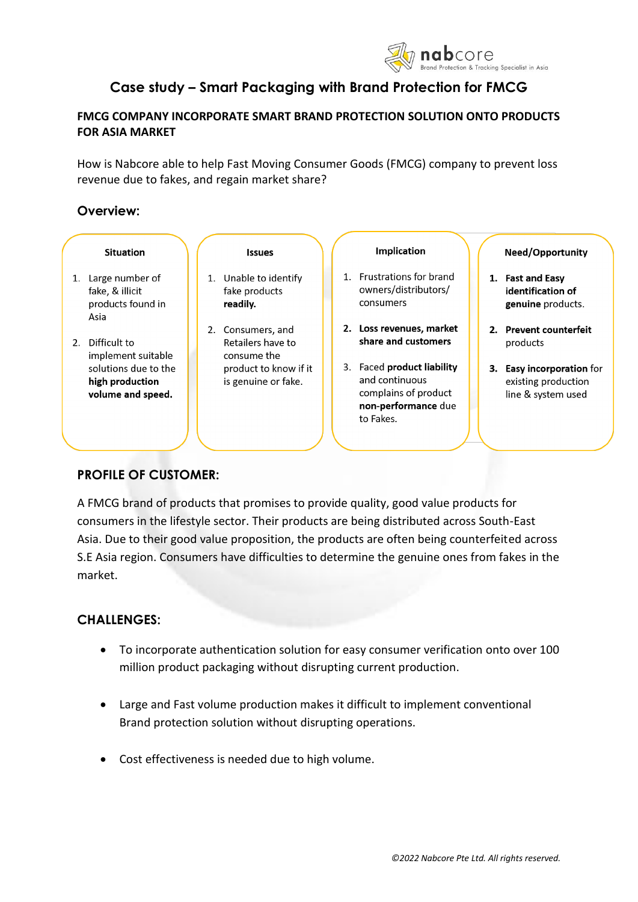# Case study – Smart Packaging with Brand Protection for FMCG

## FMCG COMPANY INCORPORATE SMART BRAND PROTECTION SOLUTION ONTO PRODUCTS FOR ASIA MARKET

How is Nabcore able to help Fast Moving Consumer Goods (FMCG) company to prevent loss revenue due to fakes, and regain market share?

## Overview:

| Situation | Issues | Implication | Need/Opportunity |
|---|---|---|---|
| 1. Large number of fake, & illicit products found in Asia<br>2. Difficult to implement suitable solutions due to the **high production volume and speed.** | 1. Unable to identify fake products **readily.**<br>2. Consumers, and Retailers have to consume the product to know if it is genuine or fake. | 1. Frustrations for brand owners/distributors/ consumers<br>2. **Loss revenues, market share and customers**<br>3. Faced **product liability** and continuous complains of product **non-performance** due to Fakes. | 1. **Fast and Easy identification of genuine** products.<br>2. **Prevent counterfeit** products<br>3. **Easy incorporation** for existing production line & system used |

## PROFILE OF CUSTOMER:

A FMCG brand of products that promises to provide quality, good value products for consumers in the lifestyle sector. Their products are being distributed across South-East Asia. Due to their good value proposition, the products are often being counterfeited across S.E Asia region. Consumers have difficulties to determine the genuine ones from fakes in the market.

## CHALLENGES:

- To incorporate authentication solution for easy consumer verification onto over 100 million product packaging without disrupting current production.
- Large and Fast volume production makes it difficult to implement conventional Brand protection solution without disrupting operations.
- Cost effectiveness is needed due to high volume.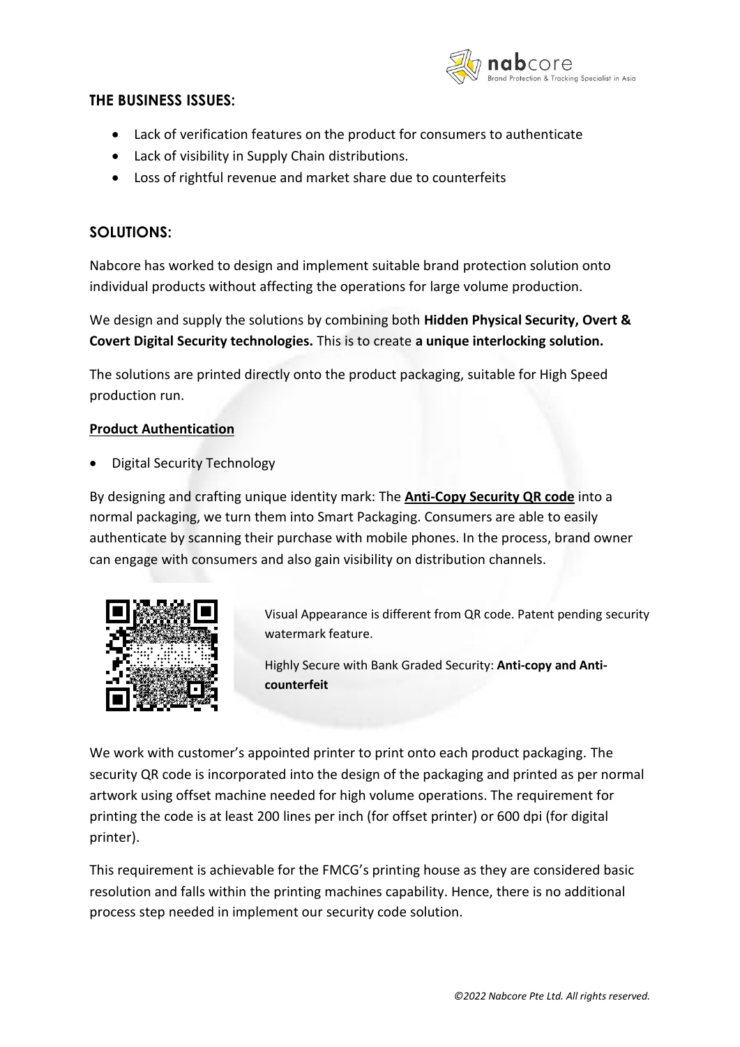## THE BUSINESS ISSUES:

- Lack of verification features on the product for consumers to authenticate
- Lack of visibility in Supply Chain distributions.
- Loss of rightful revenue and market share due to counterfeits

## SOLUTIONS:

Nabcore has worked to design and implement suitable brand protection solution onto individual products without affecting the operations for large volume production.

We design and supply the solutions by combining both **Hidden Physical Security, Overt & Covert Digital Security technologies.** This is to create **a unique interlocking solution.**

The solutions are printed directly onto the product packaging, suitable for High Speed production run.

### Product Authentication

- Digital Security Technology

By designing and crafting unique identity mark: The **Anti-Copy Security QR code** into a normal packaging, we turn them into Smart Packaging. Consumers are able to easily authenticate by scanning their purchase with mobile phones. In the process, brand owner can engage with consumers and also gain visibility on distribution channels.

Visual Appearance is different from QR code. Patent pending security watermark feature.

Highly Secure with Bank Graded Security: **Anti-copy and Anti-counterfeit**

We work with customer's appointed printer to print onto each product packaging. The security QR code is incorporated into the design of the packaging and printed as per normal artwork using offset machine needed for high volume operations. The requirement for printing the code is at least 200 lines per inch (for offset printer) or 600 dpi (for digital printer).

This requirement is achievable for the FMCG's printing house as they are considered basic resolution and falls within the printing machines capability. Hence, there is no additional process step needed in implement our security code solution.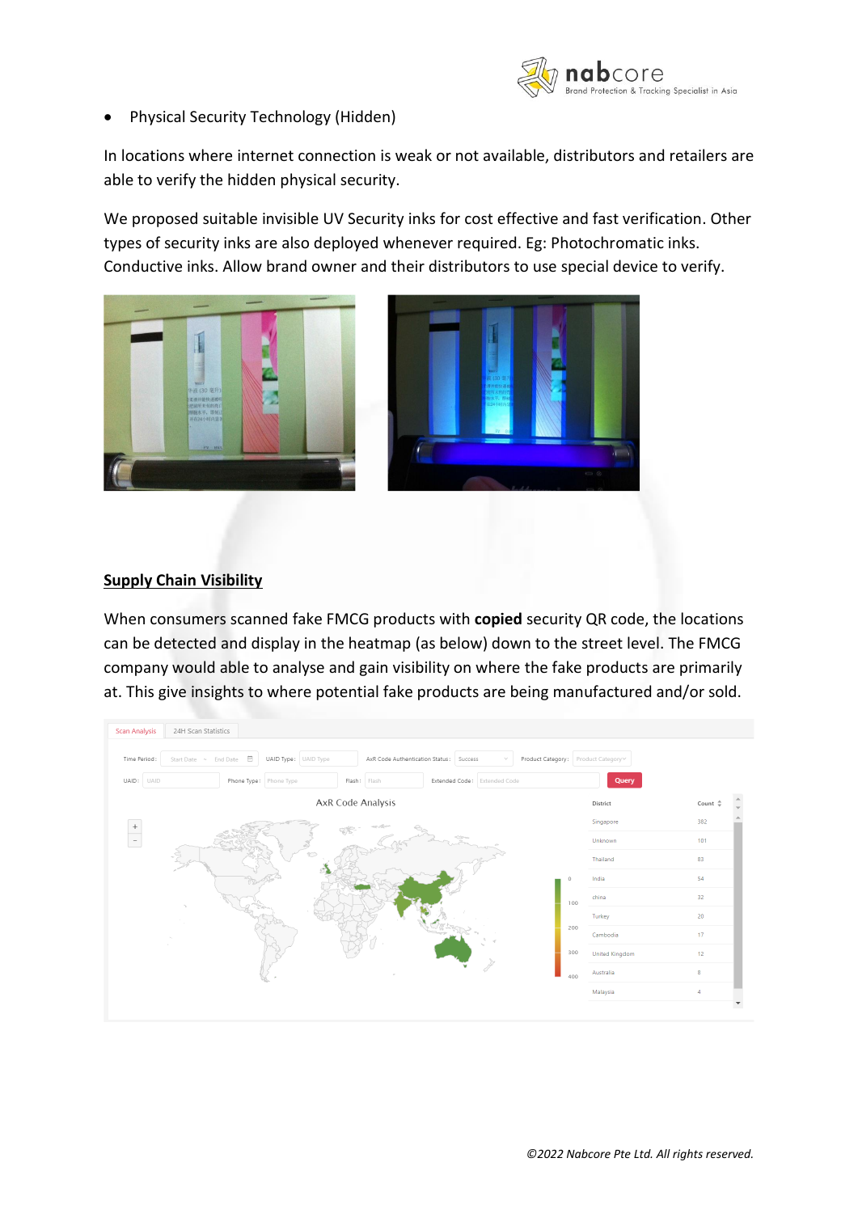- Physical Security Technology (Hidden)

In locations where internet connection is weak or not available, distributors and retailers are able to verify the hidden physical security.

We proposed suitable invisible UV Security inks for cost effective and fast verification. Other types of security inks are also deployed whenever required. Eg: Photochromatic inks. Conductive inks. Allow brand owner and their distributors to use special device to verify.

## Supply Chain Visibility

When consumers scanned fake FMCG products with **copied** security QR code, the locations can be detected and display in the heatmap (as below) down to the street level. The FMCG company would able to analyse and gain visibility on where the fake products are primarily at. This give insights to where potential fake products are being manufactured and/or sold.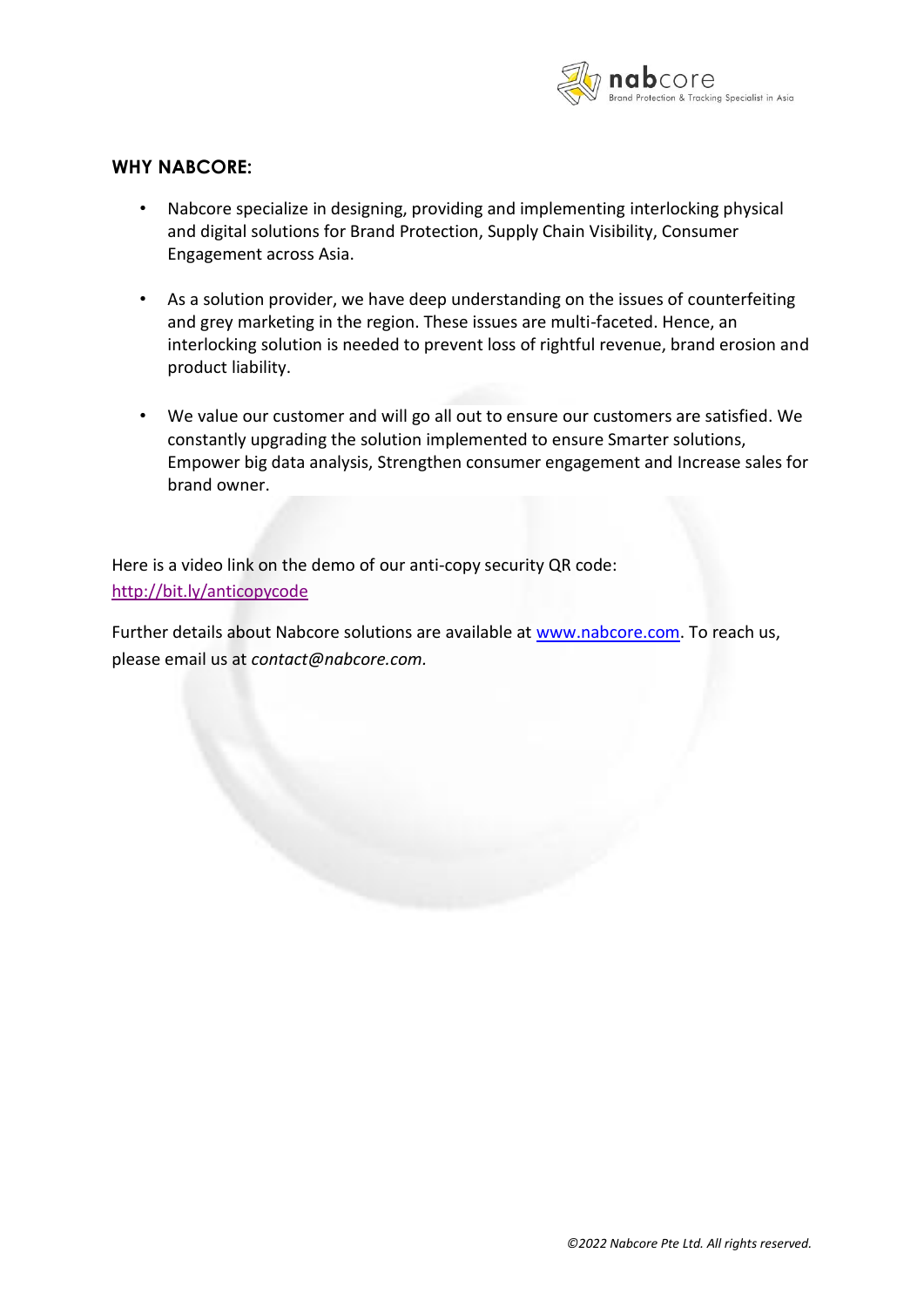## WHY NABCORE:

- Nabcore specialize in designing, providing and implementing interlocking physical and digital solutions for Brand Protection, Supply Chain Visibility, Consumer Engagement across Asia.
- As a solution provider, we have deep understanding on the issues of counterfeiting and grey marketing in the region. These issues are multi-faceted. Hence, an interlocking solution is needed to prevent loss of rightful revenue, brand erosion and product liability.
- We value our customer and will go all out to ensure our customers are satisfied. We constantly upgrading the solution implemented to ensure Smarter solutions, Empower big data analysis, Strengthen consumer engagement and Increase sales for brand owner.

Here is a video link on the demo of our anti-copy security QR code: [http://bit.ly/anticopycode](http://bit.ly/anticopycode)

Further details about Nabcore solutions are available at [www.nabcore.com](http://www.nabcore.com). To reach us, please email us at *contact@nabcore.com.*

*©2022 Nabcore Pte Ltd. All rights reserved.*